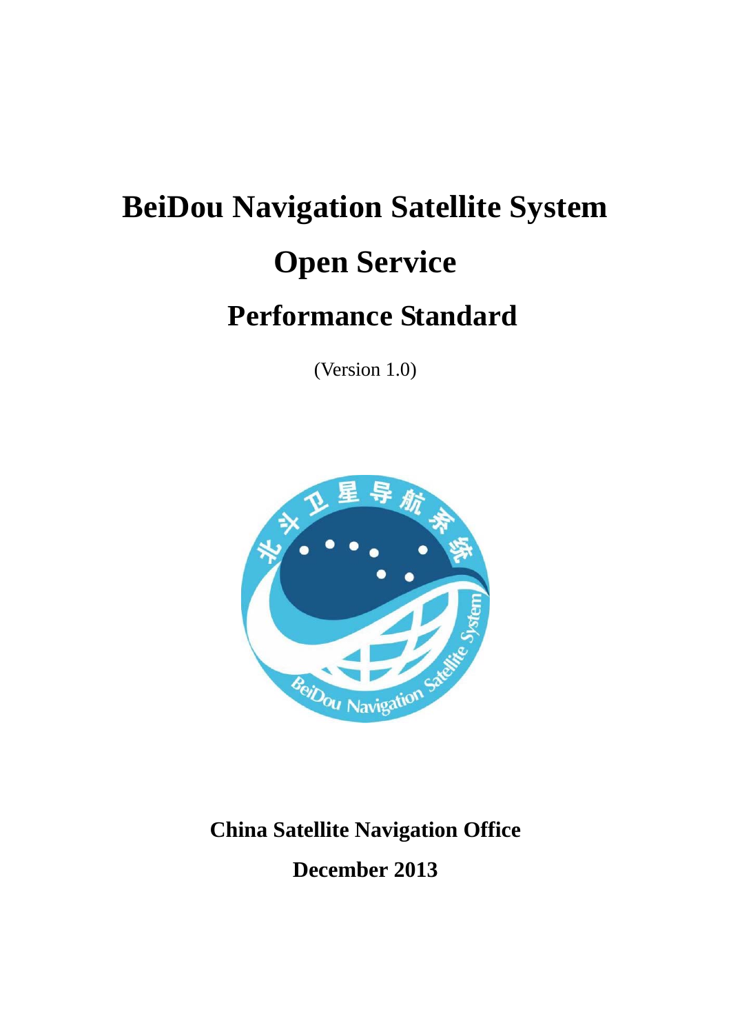# BeiDou Navigation Satellite System

# Open Service

## Performance Standard

(Version 1.0)

**China Satellite Navigation Office**

**December 2013**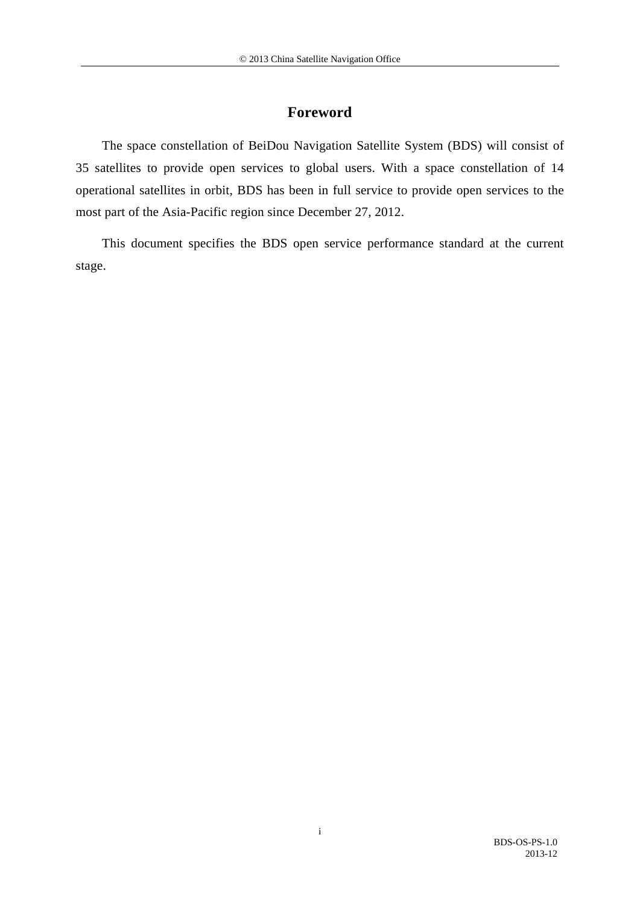# Foreword

The space constellation of BeiDou Navigation Satellite System (BDS) will consist of 35 satellites to provide open services to global users. With a space constellation of 14 operational satellites in orbit, BDS has been in full service to provide open services to the most part of the Asia-Pacific region since December 27, 2012.

This document specifies the BDS open service performance standard at the current stage.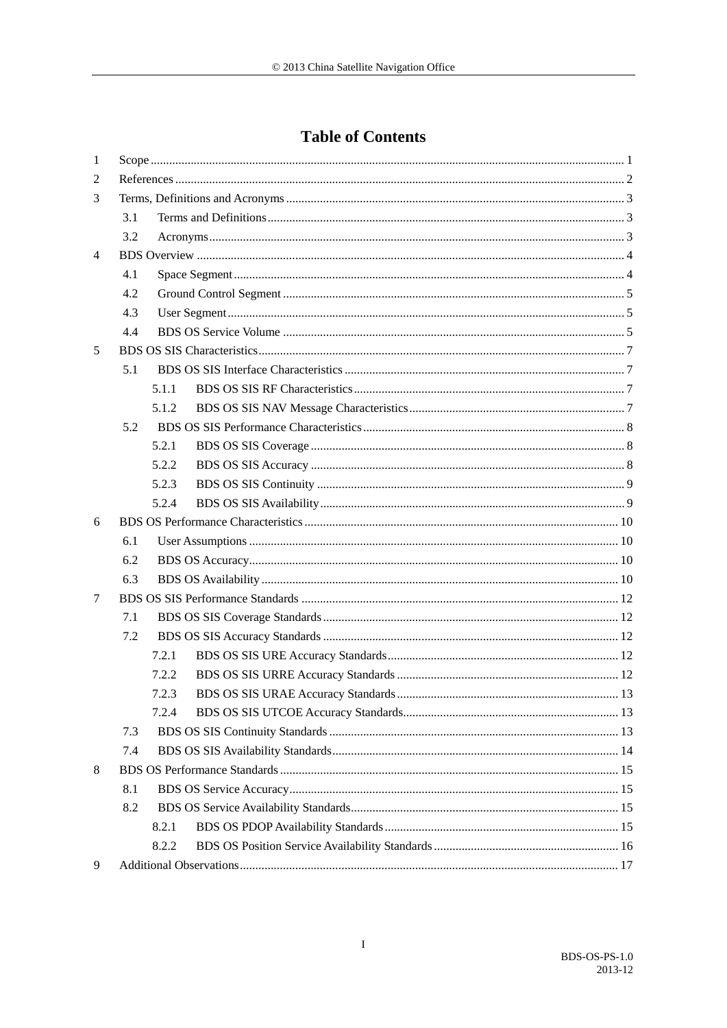# Table of Contents

1 Scope ........ 1

2 References ........ 2

3 Terms, Definitions and Acronyms ........ 3

- 3.1 Terms and Definitions ........ 3
- 3.2 Acronyms ........ 3

4 BDS Overview ........ 4

- 4.1 Space Segment ........ 4
- 4.2 Ground Control Segment ........ 5
- 4.3 User Segment ........ 5
- 4.4 BDS OS Service Volume ........ 5

5 BDS OS SIS Characteristics ........ 7

- 5.1 BDS OS SIS Interface Characteristics ........ 7
  - 5.1.1 BDS OS SIS RF Characteristics ........ 7
  - 5.1.2 BDS OS SIS NAV Message Characteristics ........ 7
- 5.2 BDS OS SIS Performance Characteristics ........ 8
  - 5.2.1 BDS OS SIS Coverage ........ 8
  - 5.2.2 BDS OS SIS Accuracy ........ 8
  - 5.2.3 BDS OS SIS Continuity ........ 9
  - 5.2.4 BDS OS SIS Availability ........ 9

6 BDS OS Performance Characteristics ........ 10

- 6.1 User Assumptions ........ 10
- 6.2 BDS OS Accuracy ........ 10
- 6.3 BDS OS Availability ........ 10

7 BDS OS SIS Performance Standards ........ 12

- 7.1 BDS OS SIS Coverage Standards ........ 12
- 7.2 BDS OS SIS Accuracy Standards ........ 12
  - 7.2.1 BDS OS SIS URE Accuracy Standards ........ 12
  - 7.2.2 BDS OS SIS URRE Accuracy Standards ........ 12
  - 7.2.3 BDS OS SIS URAE Accuracy Standards ........ 13
  - 7.2.4 BDS OS SIS UTCOE Accuracy Standards ........ 13
- 7.3 BDS OS SIS Continuity Standards ........ 13
- 7.4 BDS OS SIS Availability Standards ........ 14

8 BDS OS Performance Standards ........ 15

- 8.1 BDS OS Service Accuracy ........ 15
- 8.2 BDS OS Service Availability Standards ........ 15
  - 8.2.1 BDS OS PDOP Availability Standards ........ 15
  - 8.2.2 BDS OS Position Service Availability Standards ........ 16

9 Additional Observations ........ 17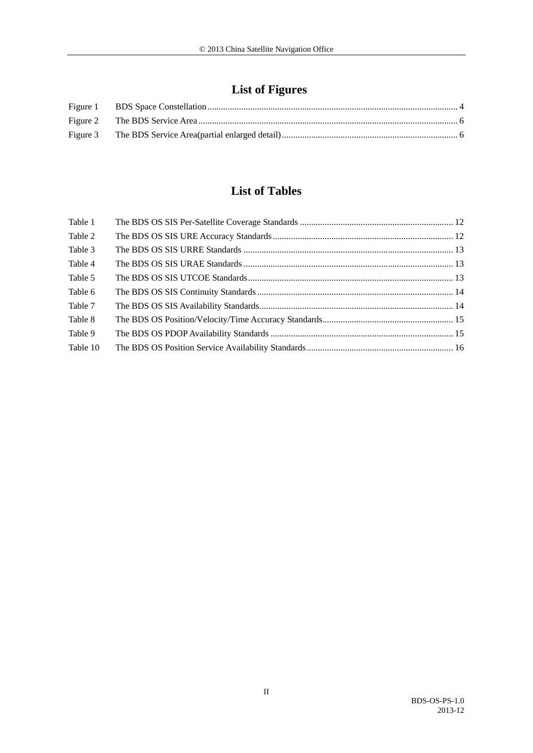## List of Figures

| | | |
|---|---|---|
| Figure 1 | BDS Space Constellation | 4 |
| Figure 2 | The BDS Service Area | 6 |
| Figure 3 | The BDS Service Area(partial enlarged detail) | 6 |

## List of Tables

| | | |
|---|---|---|
| Table 1 | The BDS OS SIS Per-Satellite Coverage Standards | 12 |
| Table 2 | The BDS OS SIS URE Accuracy Standards | 12 |
| Table 3 | The BDS OS SIS URRE Standards | 13 |
| Table 4 | The BDS OS SIS URAE Standards | 13 |
| Table 5 | The BDS OS SIS UTCOE Standards | 13 |
| Table 6 | The BDS OS SIS Continuity Standards | 14 |
| Table 7 | The BDS OS SIS Availability Standards | 14 |
| Table 8 | The BDS OS Position/Velocity/Time Accuracy Standards | 15 |
| Table 9 | The BDS OS PDOP Availability Standards | 15 |
| Table 10 | The BDS OS Position Service Availability Standards | 16 |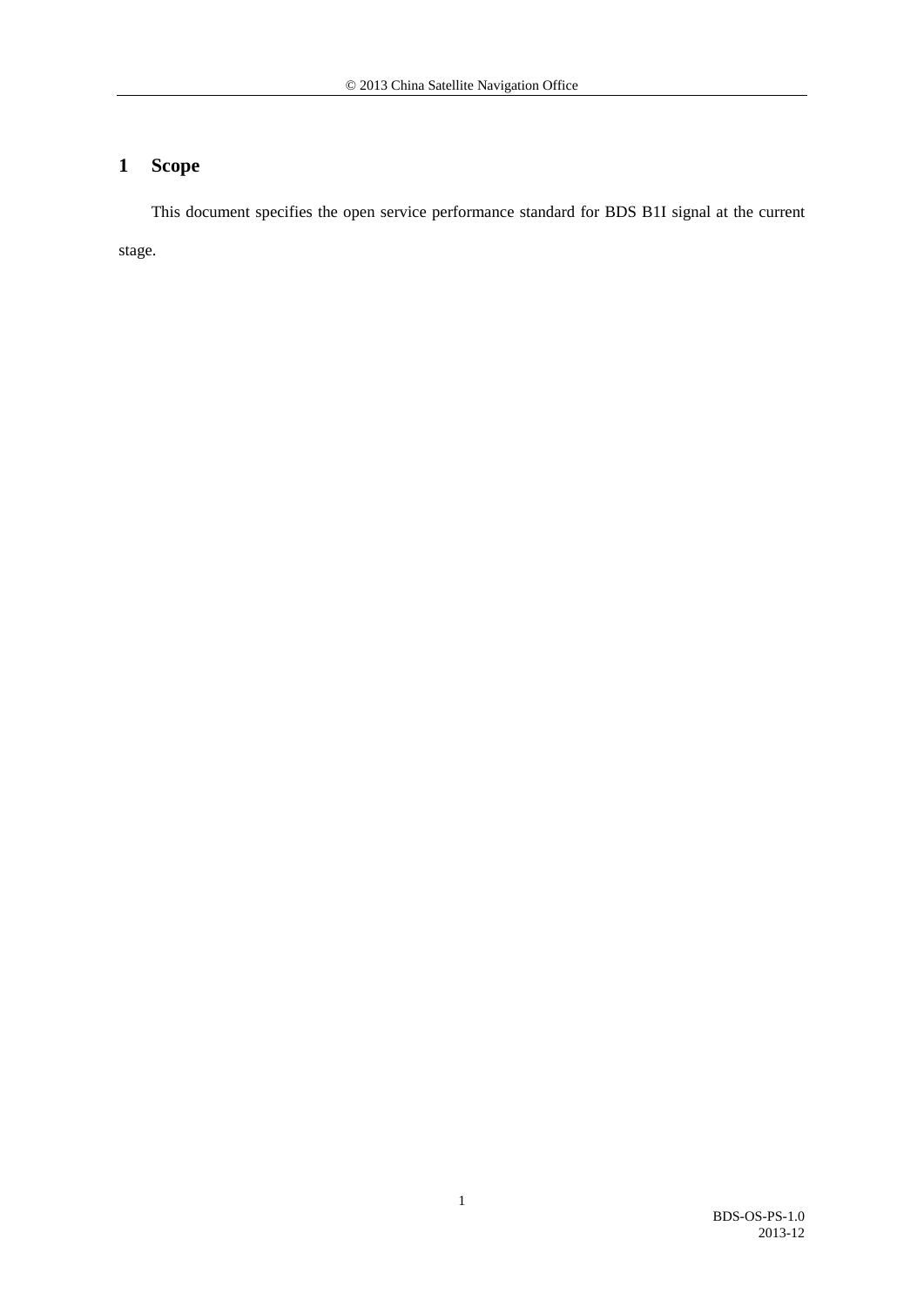# 1 Scope

This document specifies the open service performance standard for BDS B1I signal at the current stage.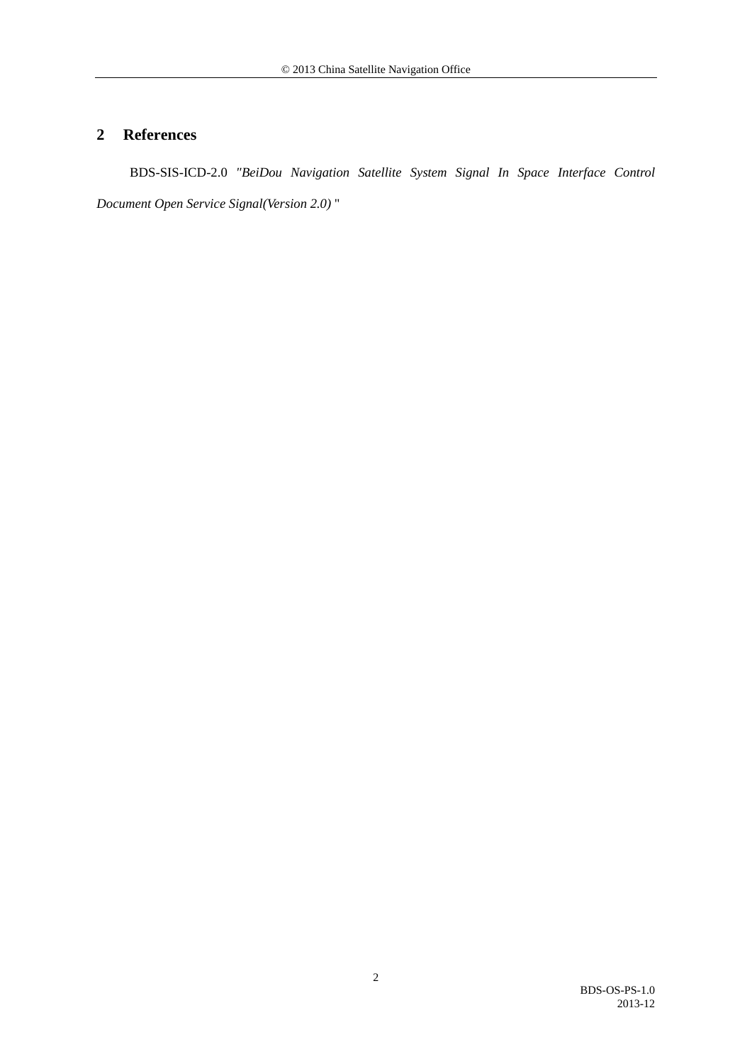## 2 References

BDS-SIS-ICD-2.0 *"BeiDou Navigation Satellite System Signal In Space Interface Control Document Open Service Signal(Version 2.0)* "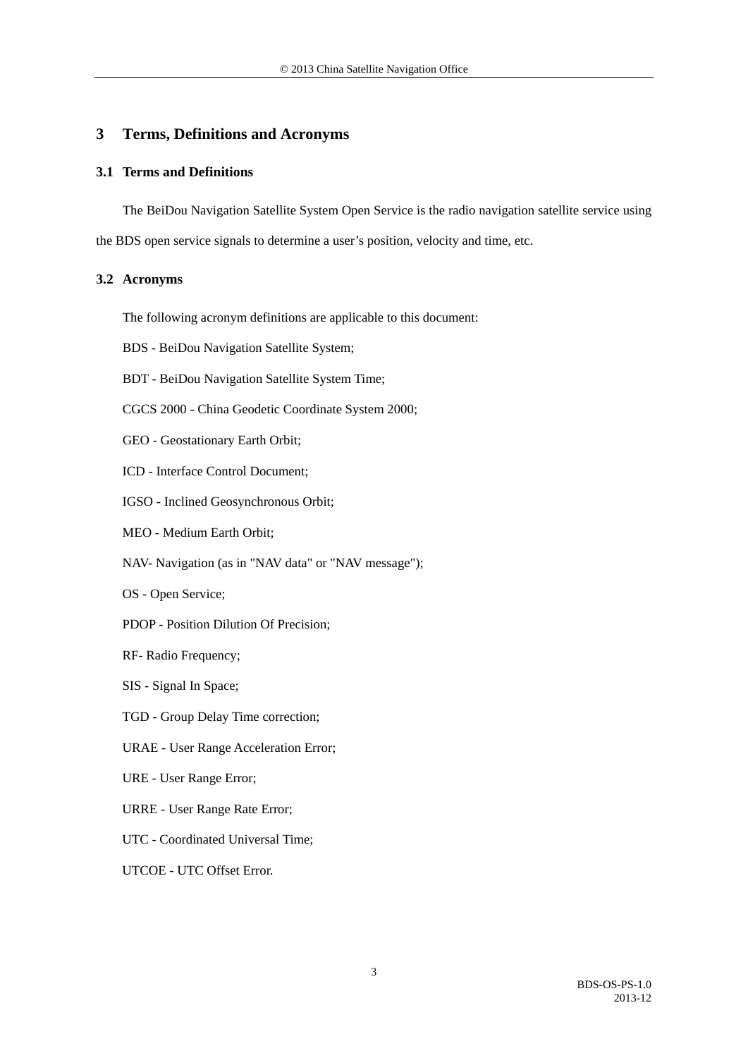# 3 Terms, Definitions and Acronyms

## 3.1 Terms and Definitions

The BeiDou Navigation Satellite System Open Service is the radio navigation satellite service using the BDS open service signals to determine a user's position, velocity and time, etc.

## 3.2 Acronyms

The following acronym definitions are applicable to this document:

BDS - BeiDou Navigation Satellite System;

BDT - BeiDou Navigation Satellite System Time;

CGCS 2000 - China Geodetic Coordinate System 2000;

GEO - Geostationary Earth Orbit;

ICD - Interface Control Document;

IGSO - Inclined Geosynchronous Orbit;

MEO - Medium Earth Orbit;

NAV- Navigation (as in "NAV data" or "NAV message");

OS - Open Service;

PDOP - Position Dilution Of Precision;

RF- Radio Frequency;

SIS - Signal In Space;

TGD - Group Delay Time correction;

URAE - User Range Acceleration Error;

URE - User Range Error;

URRE - User Range Rate Error;

UTC - Coordinated Universal Time;

UTCOE - UTC Offset Error.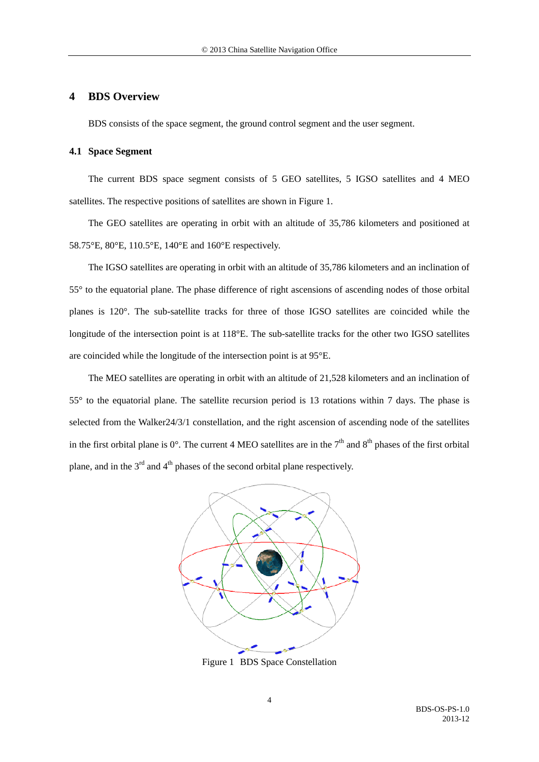# 4 BDS Overview

BDS consists of the space segment, the ground control segment and the user segment.

## 4.1 Space Segment

The current BDS space segment consists of 5 GEO satellites, 5 IGSO satellites and 4 MEO satellites. The respective positions of satellites are shown in Figure 1.

The GEO satellites are operating in orbit with an altitude of 35,786 kilometers and positioned at 58.75°E, 80°E, 110.5°E, 140°E and 160°E respectively.

The IGSO satellites are operating in orbit with an altitude of 35,786 kilometers and an inclination of 55° to the equatorial plane. The phase difference of right ascensions of ascending nodes of those orbital planes is 120°. The sub-satellite tracks for three of those IGSO satellites are coincided while the longitude of the intersection point is at 118°E. The sub-satellite tracks for the other two IGSO satellites are coincided while the longitude of the intersection point is at 95°E.

The MEO satellites are operating in orbit with an altitude of 21,528 kilometers and an inclination of 55° to the equatorial plane. The satellite recursion period is 13 rotations within 7 days. The phase is selected from the Walker24/3/1 constellation, and the right ascension of ascending node of the satellites in the first orbital plane is 0°. The current 4 MEO satellites are in the 7$^{th}$ and 8$^{th}$ phases of the first orbital plane, and in the 3$^{rd}$ and 4$^{th}$ phases of the second orbital plane respectively.

Figure 1 BDS Space Constellation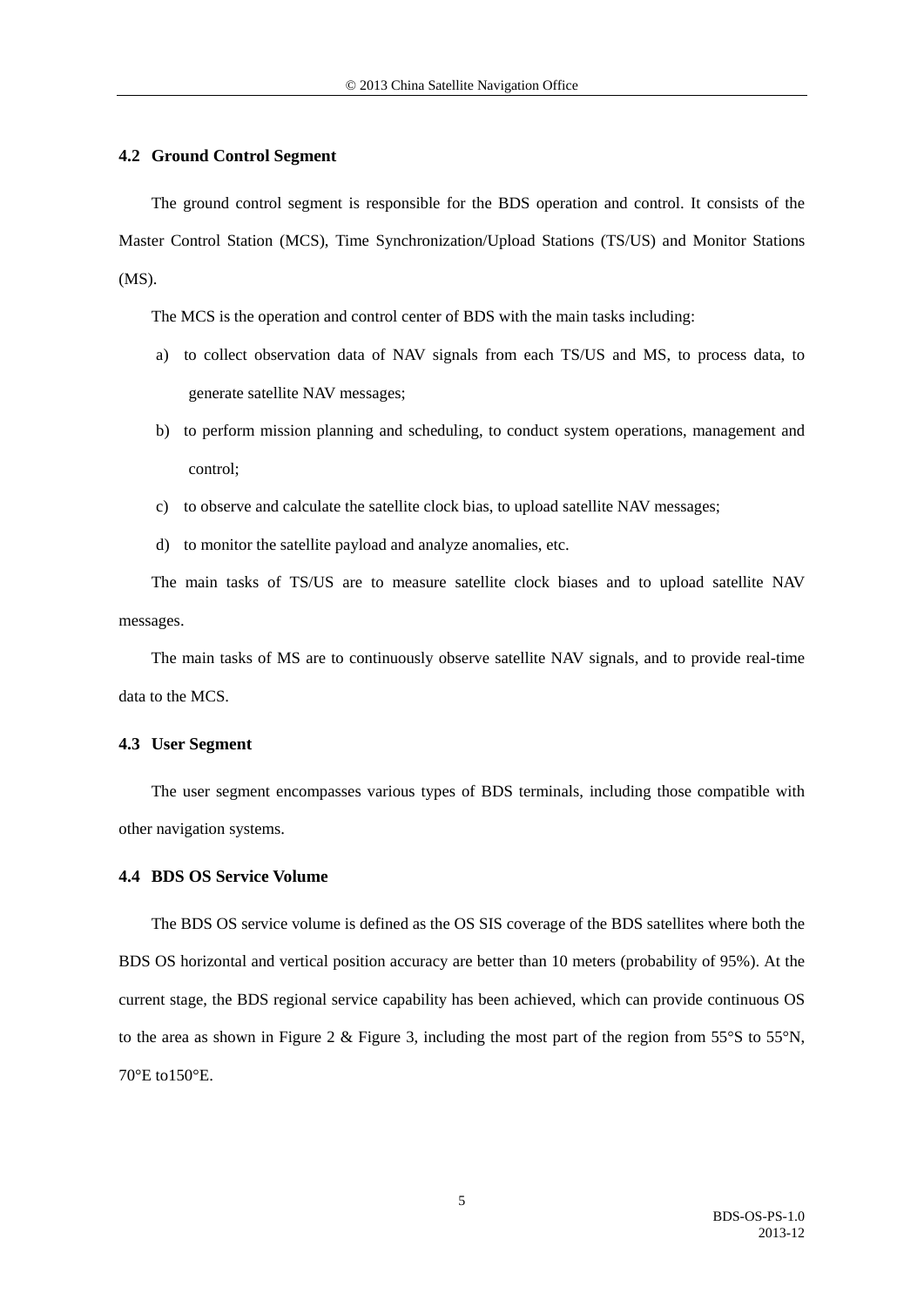## 4.2 Ground Control Segment

The ground control segment is responsible for the BDS operation and control. It consists of the Master Control Station (MCS), Time Synchronization/Upload Stations (TS/US) and Monitor Stations (MS).

The MCS is the operation and control center of BDS with the main tasks including:

a) to collect observation data of NAV signals from each TS/US and MS, to process data, to generate satellite NAV messages;

b) to perform mission planning and scheduling, to conduct system operations, management and control;

c) to observe and calculate the satellite clock bias, to upload satellite NAV messages;

d) to monitor the satellite payload and analyze anomalies, etc.

The main tasks of TS/US are to measure satellite clock biases and to upload satellite NAV messages.

The main tasks of MS are to continuously observe satellite NAV signals, and to provide real-time data to the MCS.

## 4.3 User Segment

The user segment encompasses various types of BDS terminals, including those compatible with other navigation systems.

## 4.4 BDS OS Service Volume

The BDS OS service volume is defined as the OS SIS coverage of the BDS satellites where both the BDS OS horizontal and vertical position accuracy are better than 10 meters (probability of 95%). At the current stage, the BDS regional service capability has been achieved, which can provide continuous OS to the area as shown in Figure 2 & Figure 3, including the most part of the region from 55°S to 55°N, 70°E to150°E.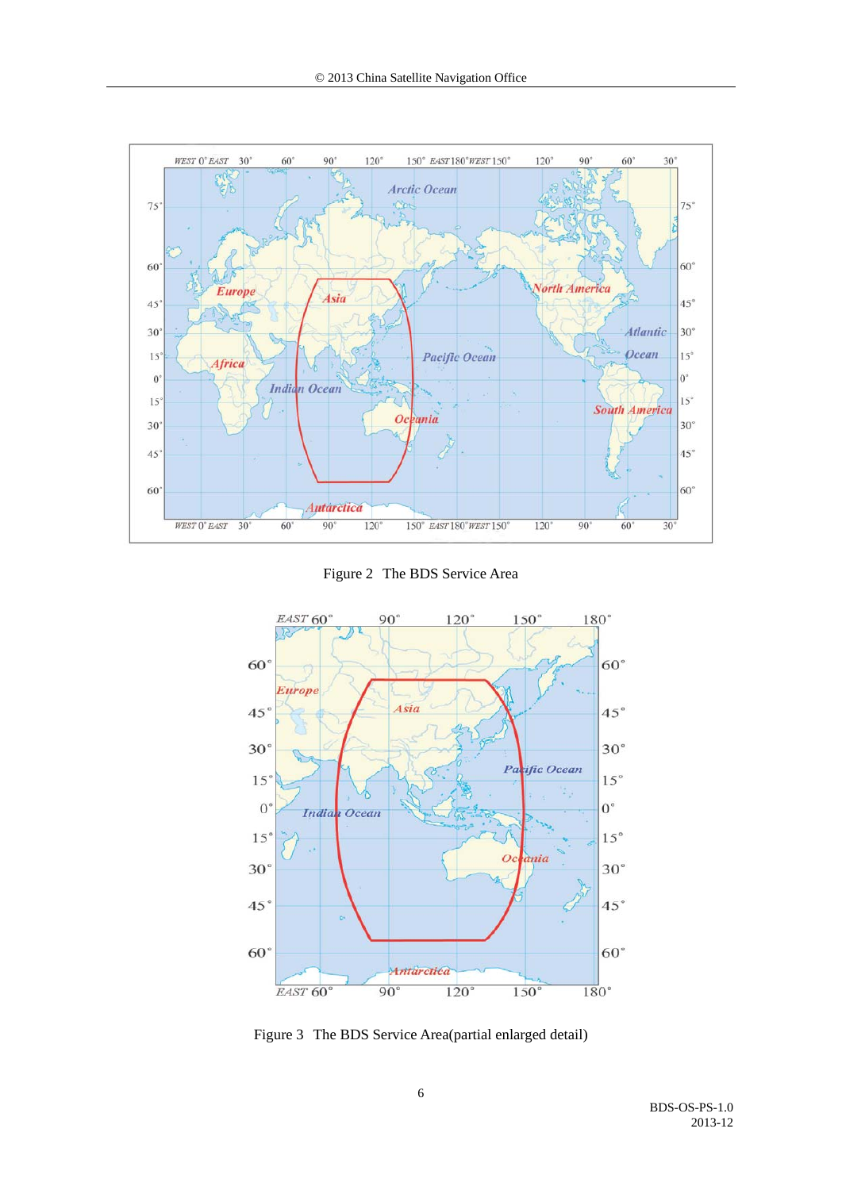Figure 2 The BDS Service Area

Figure 3 The BDS Service Area(partial enlarged detail)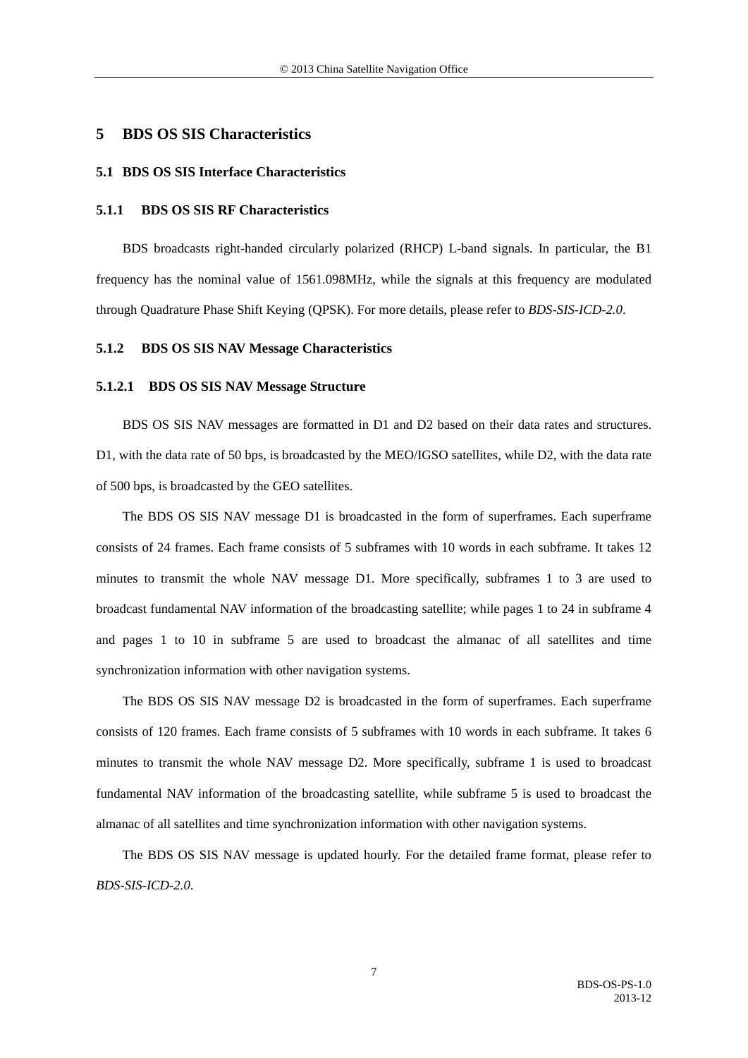# 5 BDS OS SIS Characteristics

## 5.1 BDS OS SIS Interface Characteristics

### 5.1.1 BDS OS SIS RF Characteristics

BDS broadcasts right-handed circularly polarized (RHCP) L-band signals. In particular, the B1 frequency has the nominal value of 1561.098MHz, while the signals at this frequency are modulated through Quadrature Phase Shift Keying (QPSK). For more details, please refer to *BDS-SIS-ICD-2.0*.

### 5.1.2 BDS OS SIS NAV Message Characteristics

#### 5.1.2.1 BDS OS SIS NAV Message Structure

BDS OS SIS NAV messages are formatted in D1 and D2 based on their data rates and structures. D1, with the data rate of 50 bps, is broadcasted by the MEO/IGSO satellites, while D2, with the data rate of 500 bps, is broadcasted by the GEO satellites.

The BDS OS SIS NAV message D1 is broadcasted in the form of superframes. Each superframe consists of 24 frames. Each frame consists of 5 subframes with 10 words in each subframe. It takes 12 minutes to transmit the whole NAV message D1. More specifically, subframes 1 to 3 are used to broadcast fundamental NAV information of the broadcasting satellite; while pages 1 to 24 in subframe 4 and pages 1 to 10 in subframe 5 are used to broadcast the almanac of all satellites and time synchronization information with other navigation systems.

The BDS OS SIS NAV message D2 is broadcasted in the form of superframes. Each superframe consists of 120 frames. Each frame consists of 5 subframes with 10 words in each subframe. It takes 6 minutes to transmit the whole NAV message D2. More specifically, subframe 1 is used to broadcast fundamental NAV information of the broadcasting satellite, while subframe 5 is used to broadcast the almanac of all satellites and time synchronization information with other navigation systems.

The BDS OS SIS NAV message is updated hourly. For the detailed frame format, please refer to *BDS-SIS-ICD-2.0*.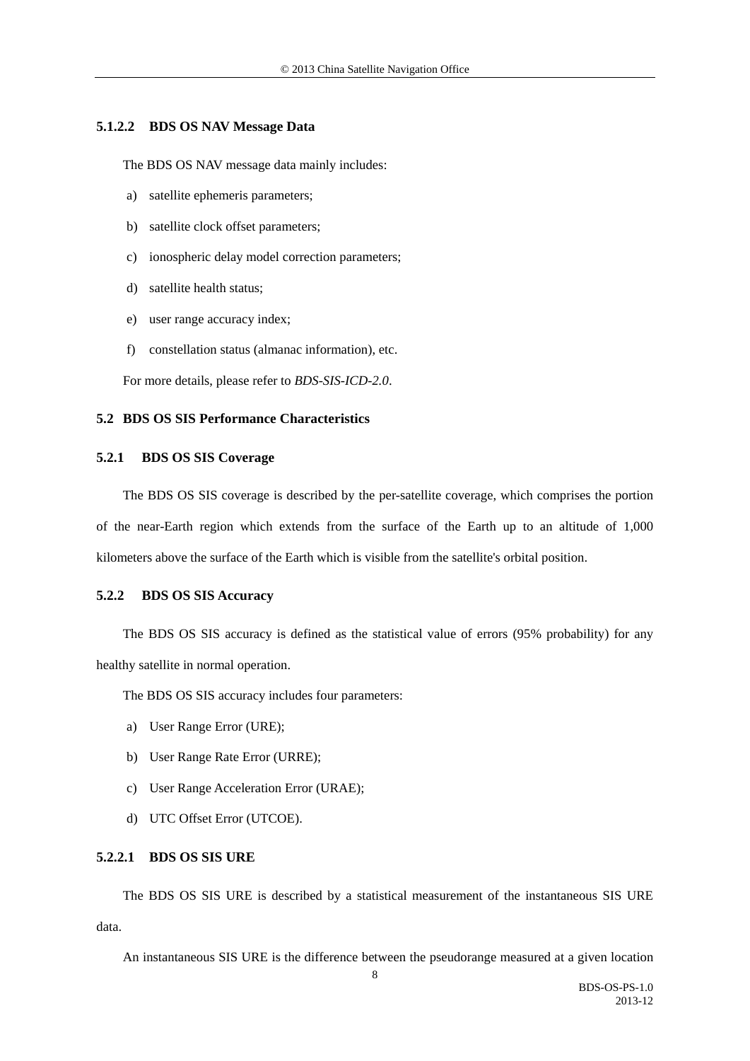#### 5.1.2.2 BDS OS NAV Message Data

The BDS OS NAV message data mainly includes:

a) satellite ephemeris parameters;

b) satellite clock offset parameters;

c) ionospheric delay model correction parameters;

d) satellite health status;

e) user range accuracy index;

f) constellation status (almanac information), etc.

For more details, please refer to *BDS-SIS-ICD-2.0*.

## 5.2 BDS OS SIS Performance Characteristics

### 5.2.1 BDS OS SIS Coverage

The BDS OS SIS coverage is described by the per-satellite coverage, which comprises the portion of the near-Earth region which extends from the surface of the Earth up to an altitude of 1,000 kilometers above the surface of the Earth which is visible from the satellite's orbital position.

### 5.2.2 BDS OS SIS Accuracy

The BDS OS SIS accuracy is defined as the statistical value of errors (95% probability) for any healthy satellite in normal operation.

The BDS OS SIS accuracy includes four parameters:

a) User Range Error (URE);

b) User Range Rate Error (URRE);

c) User Range Acceleration Error (URAE);

d) UTC Offset Error (UTCOE).

#### 5.2.2.1 BDS OS SIS URE

The BDS OS SIS URE is described by a statistical measurement of the instantaneous SIS URE data.

An instantaneous SIS URE is the difference between the pseudorange measured at a given location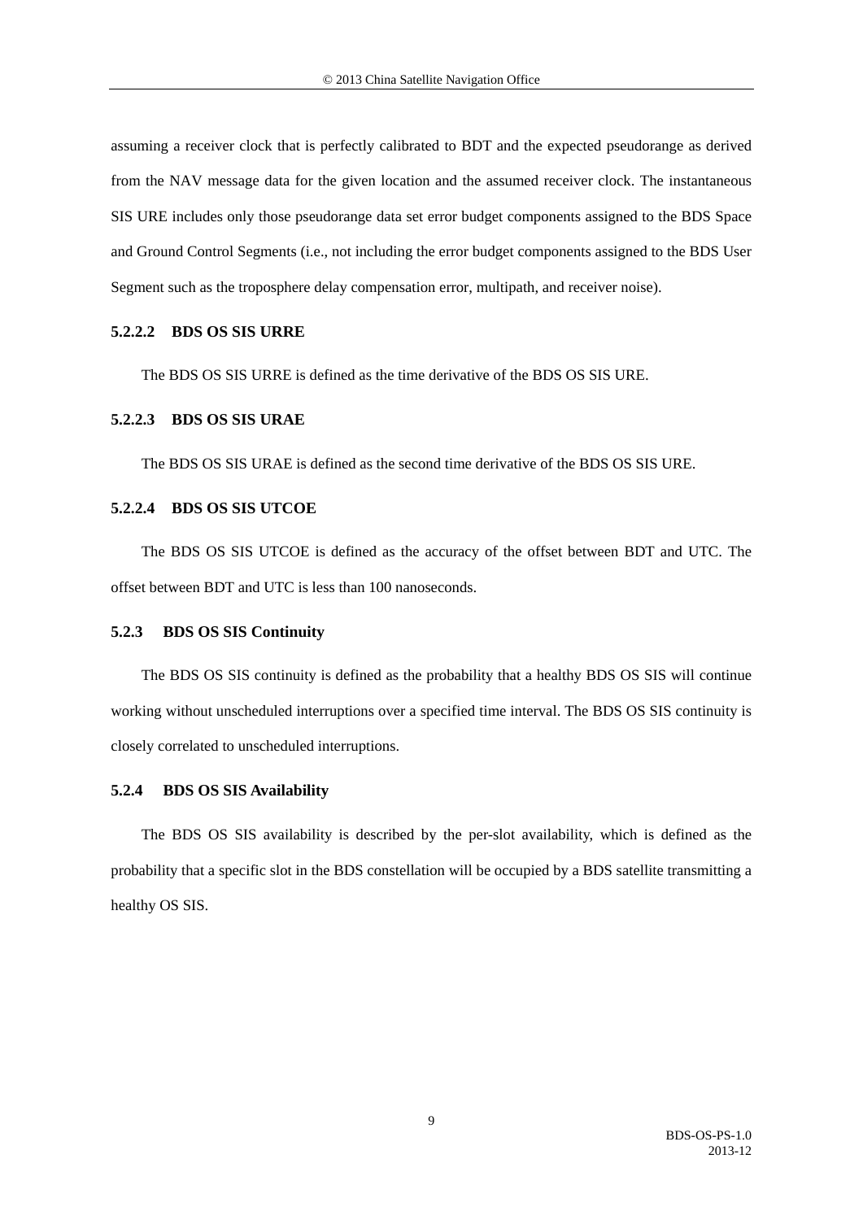assuming a receiver clock that is perfectly calibrated to BDT and the expected pseudorange as derived from the NAV message data for the given location and the assumed receiver clock. The instantaneous SIS URE includes only those pseudorange data set error budget components assigned to the BDS Space and Ground Control Segments (i.e., not including the error budget components assigned to the BDS User Segment such as the troposphere delay compensation error, multipath, and receiver noise).

#### 5.2.2.2 BDS OS SIS URRE

The BDS OS SIS URRE is defined as the time derivative of the BDS OS SIS URE.

#### 5.2.2.3 BDS OS SIS URAE

The BDS OS SIS URAE is defined as the second time derivative of the BDS OS SIS URE.

#### 5.2.2.4 BDS OS SIS UTCOE

The BDS OS SIS UTCOE is defined as the accuracy of the offset between BDT and UTC. The offset between BDT and UTC is less than 100 nanoseconds.

### 5.2.3 BDS OS SIS Continuity

The BDS OS SIS continuity is defined as the probability that a healthy BDS OS SIS will continue working without unscheduled interruptions over a specified time interval. The BDS OS SIS continuity is closely correlated to unscheduled interruptions.

### 5.2.4 BDS OS SIS Availability

The BDS OS SIS availability is described by the per-slot availability, which is defined as the probability that a specific slot in the BDS constellation will be occupied by a BDS satellite transmitting a healthy OS SIS.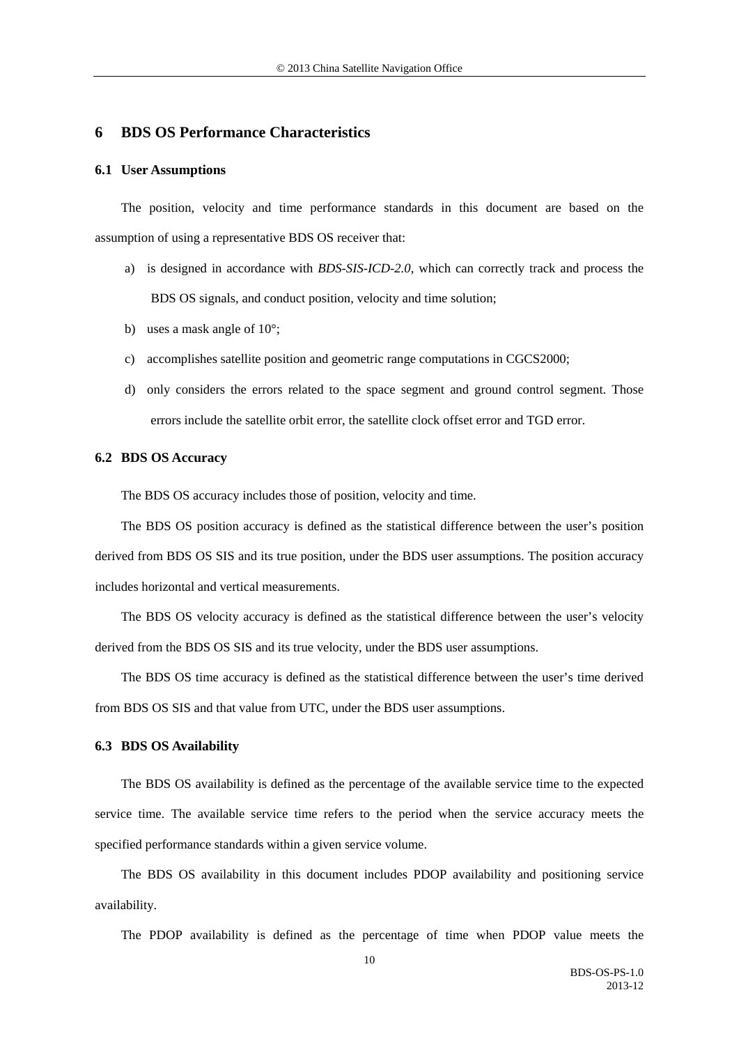# 6 BDS OS Performance Characteristics

## 6.1 User Assumptions

The position, velocity and time performance standards in this document are based on the assumption of using a representative BDS OS receiver that:

a) is designed in accordance with *BDS-SIS-ICD-2.0*, which can correctly track and process the BDS OS signals, and conduct position, velocity and time solution;

b) uses a mask angle of 10°;

c) accomplishes satellite position and geometric range computations in CGCS2000;

d) only considers the errors related to the space segment and ground control segment. Those errors include the satellite orbit error, the satellite clock offset error and TGD error.

## 6.2 BDS OS Accuracy

The BDS OS accuracy includes those of position, velocity and time.

The BDS OS position accuracy is defined as the statistical difference between the user's position derived from BDS OS SIS and its true position, under the BDS user assumptions. The position accuracy includes horizontal and vertical measurements.

The BDS OS velocity accuracy is defined as the statistical difference between the user's velocity derived from the BDS OS SIS and its true velocity, under the BDS user assumptions.

The BDS OS time accuracy is defined as the statistical difference between the user's time derived from BDS OS SIS and that value from UTC, under the BDS user assumptions.

## 6.3 BDS OS Availability

The BDS OS availability is defined as the percentage of the available service time to the expected service time. The available service time refers to the period when the service accuracy meets the specified performance standards within a given service volume.

The BDS OS availability in this document includes PDOP availability and positioning service availability.

The PDOP availability is defined as the percentage of time when PDOP value meets the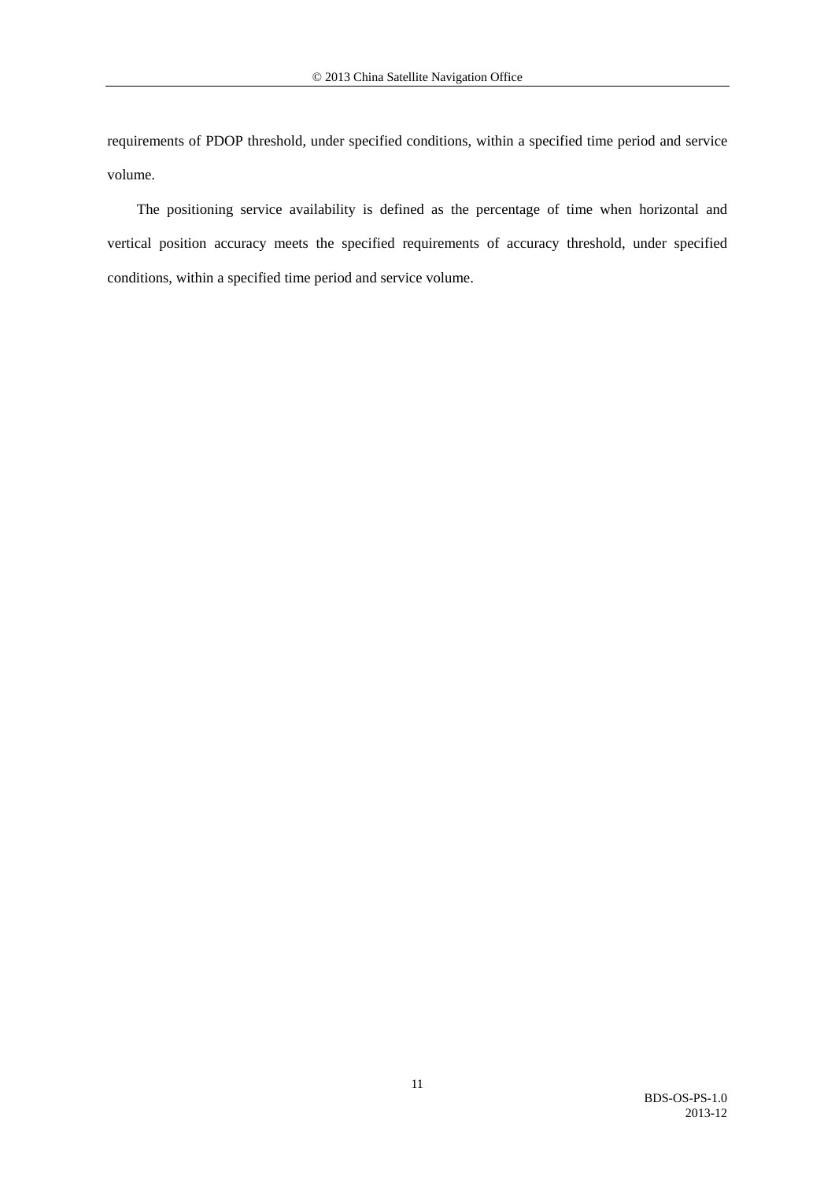requirements of PDOP threshold, under specified conditions, within a specified time period and service volume.

The positioning service availability is defined as the percentage of time when horizontal and vertical position accuracy meets the specified requirements of accuracy threshold, under specified conditions, within a specified time period and service volume.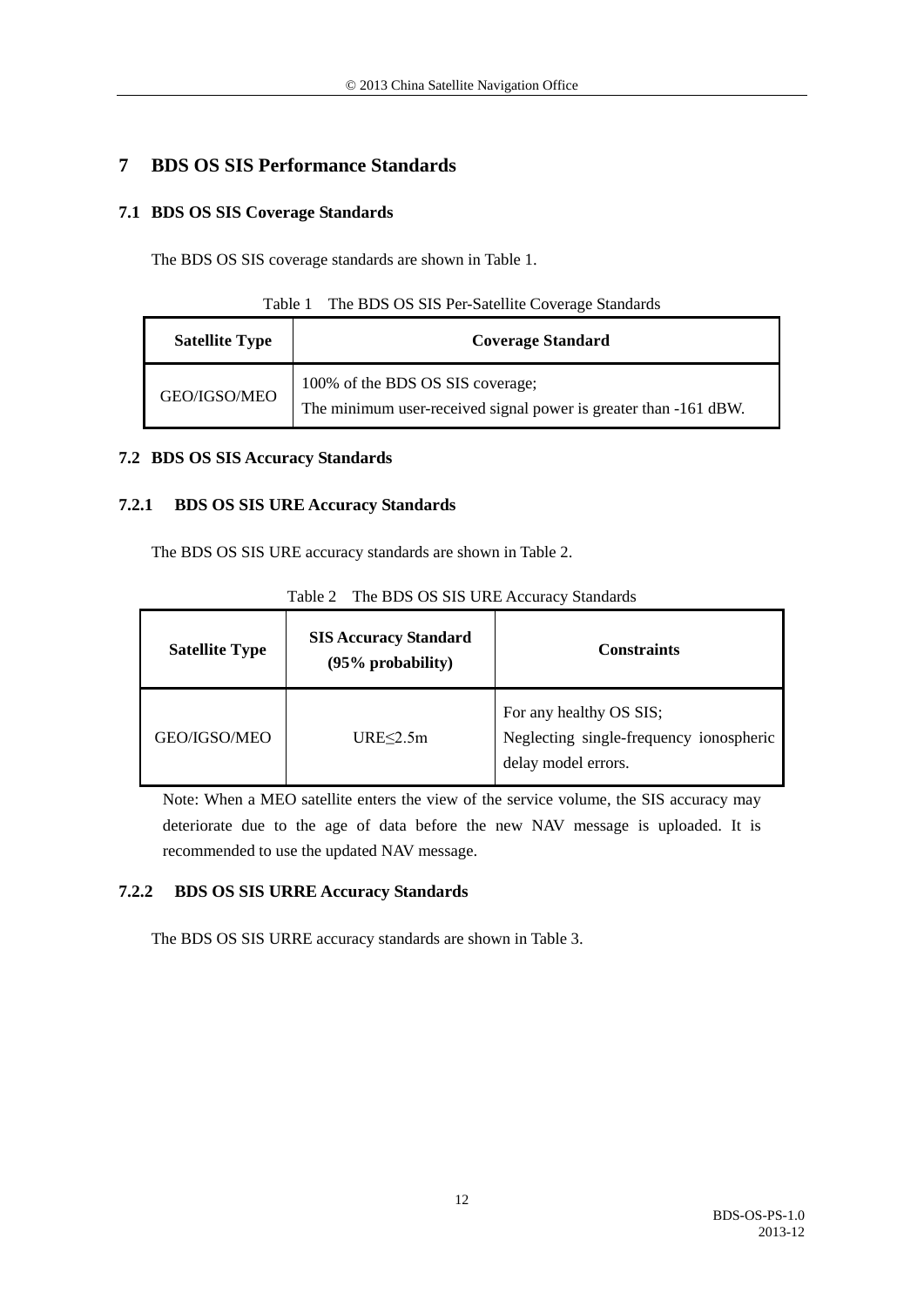# 7 BDS OS SIS Performance Standards

## 7.1 BDS OS SIS Coverage Standards

The BDS OS SIS coverage standards are shown in Table 1.

Table 1 The BDS OS SIS Per-Satellite Coverage Standards

| Satellite Type | Coverage Standard |
|---|---|
| GEO/IGSO/MEO | 100% of the BDS OS SIS coverage;<br>The minimum user-received signal power is greater than -161 dBW. |

## 7.2 BDS OS SIS Accuracy Standards

### 7.2.1 BDS OS SIS URE Accuracy Standards

The BDS OS SIS URE accuracy standards are shown in Table 2.

Table 2 The BDS OS SIS URE Accuracy Standards

| Satellite Type | SIS Accuracy Standard (95% probability) | Constraints |
|---|---|---|
| GEO/IGSO/MEO | URE≤2.5m | For any healthy OS SIS;<br>Neglecting single-frequency ionospheric delay model errors. |

Note: When a MEO satellite enters the view of the service volume, the SIS accuracy may deteriorate due to the age of data before the new NAV message is uploaded. It is recommended to use the updated NAV message.

### 7.2.2 BDS OS SIS URRE Accuracy Standards

The BDS OS SIS URRE accuracy standards are shown in Table 3.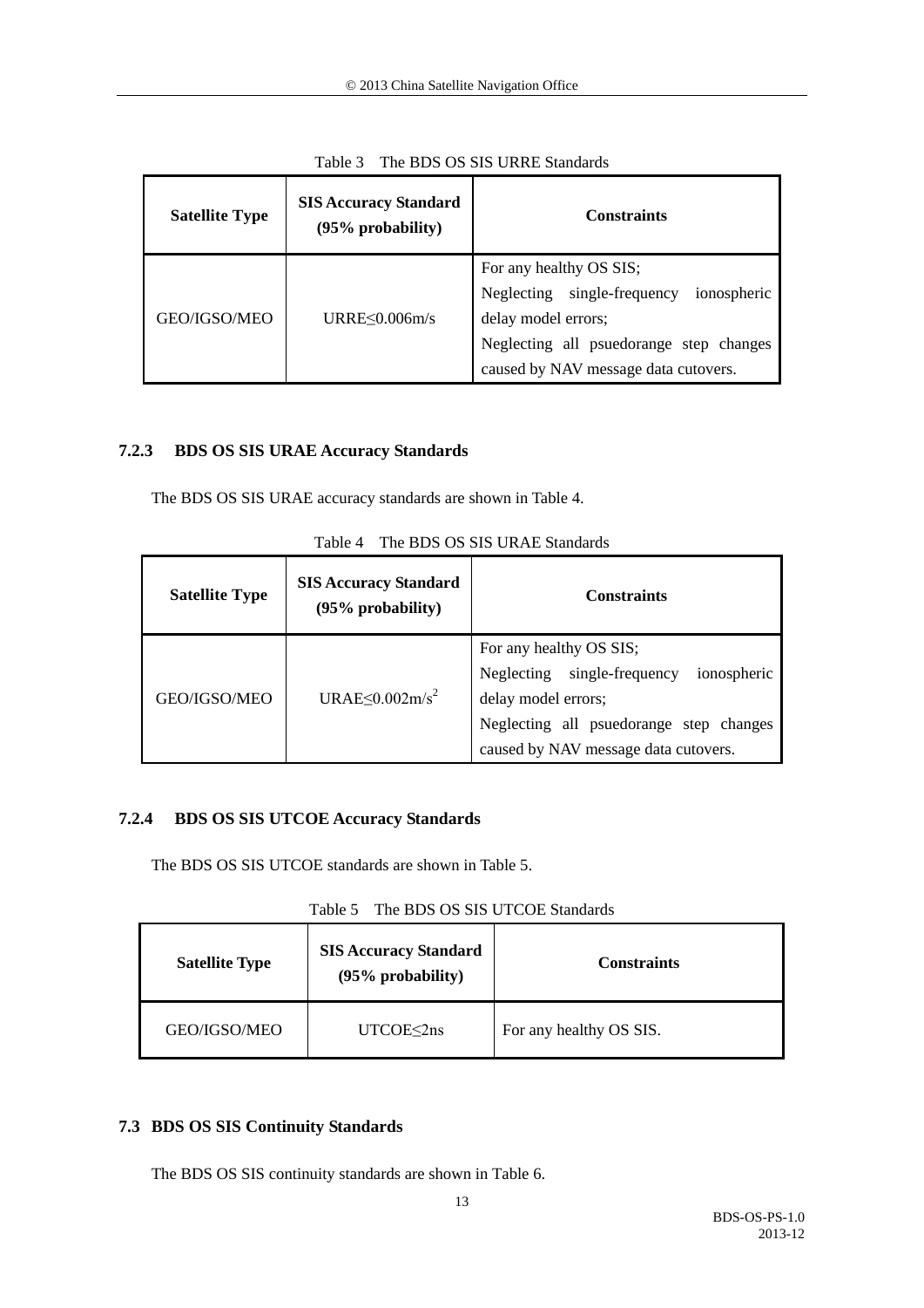Table 3 The BDS OS SIS URRE Standards

| Satellite Type | SIS Accuracy Standard (95% probability) | Constraints |
| --- | --- | --- |
| GEO/IGSO/MEO | URRE≤0.006m/s | For any healthy OS SIS; Neglecting single-frequency ionospheric delay model errors; Neglecting all psuedorange step changes caused by NAV message data cutovers. |

### 7.2.3 BDS OS SIS URAE Accuracy Standards

The BDS OS SIS URAE accuracy standards are shown in Table 4.

Table 4 The BDS OS SIS URAE Standards

| Satellite Type | SIS Accuracy Standard (95% probability) | Constraints |
| --- | --- | --- |
| GEO/IGSO/MEO | URAE≤0.002m/s$^2$ | For any healthy OS SIS; Neglecting single-frequency ionospheric delay model errors; Neglecting all psuedorange step changes caused by NAV message data cutovers. |

### 7.2.4 BDS OS SIS UTCOE Accuracy Standards

The BDS OS SIS UTCOE standards are shown in Table 5.

Table 5 The BDS OS SIS UTCOE Standards

| Satellite Type | SIS Accuracy Standard (95% probability) | Constraints |
| --- | --- | --- |
| GEO/IGSO/MEO | UTCOE≤2ns | For any healthy OS SIS. |

## 7.3 BDS OS SIS Continuity Standards

The BDS OS SIS continuity standards are shown in Table 6.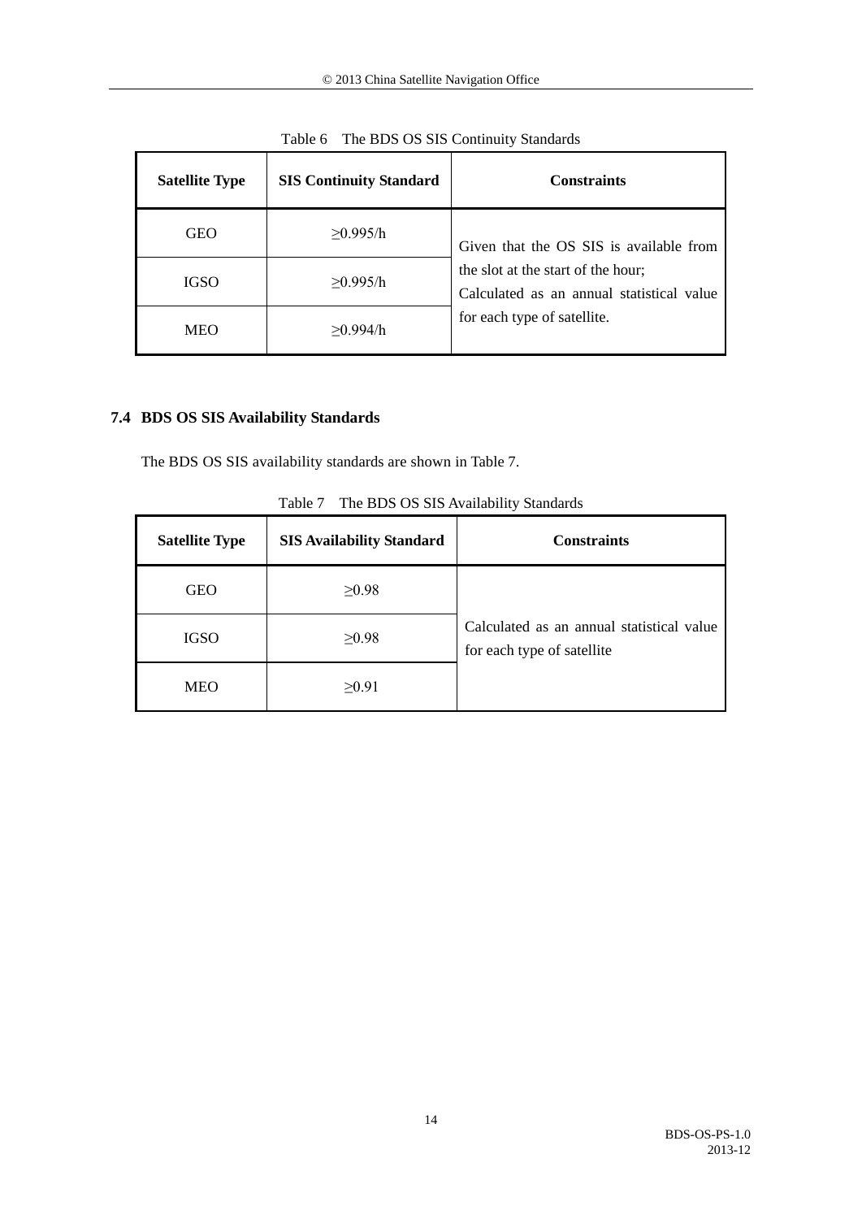Table 6 The BDS OS SIS Continuity Standards

| Satellite Type | SIS Continuity Standard | Constraints |
|---|---|---|
| GEO | ≥0.995/h | Given that the OS SIS is available from the slot at the start of the hour; Calculated as an annual statistical value for each type of satellite. |
| IGSO | ≥0.995/h | |
| MEO | ≥0.994/h | |

## 7.4 BDS OS SIS Availability Standards

The BDS OS SIS availability standards are shown in Table 7.

Table 7 The BDS OS SIS Availability Standards

| Satellite Type | SIS Availability Standard | Constraints |
|---|---|---|
| GEO | ≥0.98 | Calculated as an annual statistical value for each type of satellite |
| IGSO | ≥0.98 | |
| MEO | ≥0.91 | |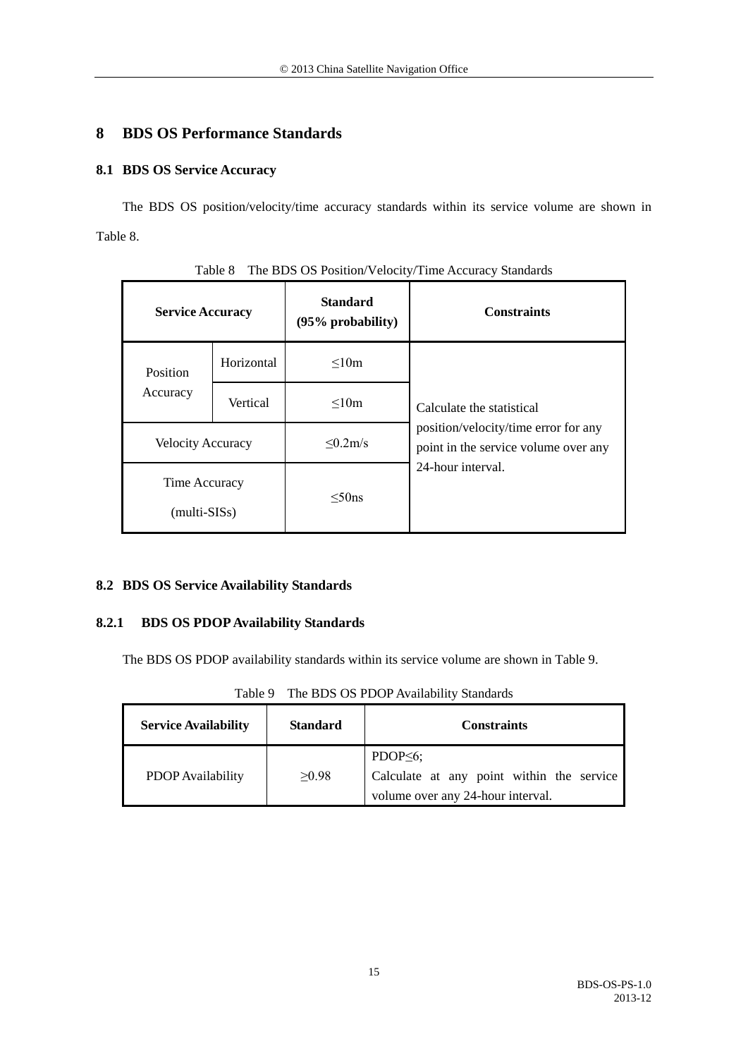# 8 BDS OS Performance Standards

## 8.1 BDS OS Service Accuracy

The BDS OS position/velocity/time accuracy standards within its service volume are shown in Table 8.

Table 8 The BDS OS Position/Velocity/Time Accuracy Standards

| Service Accuracy | | Standard (95% probability) | Constraints |
|---|---|---|---|
| Position Accuracy | Horizontal | ≤10m | Calculate the statistical position/velocity/time error for any point in the service volume over any 24-hour interval. |
| | Vertical | ≤10m | |
| Velocity Accuracy | | ≤0.2m/s | |
| Time Accuracy (multi-SISs) | | ≤50ns | |

## 8.2 BDS OS Service Availability Standards

### 8.2.1 BDS OS PDOP Availability Standards

The BDS OS PDOP availability standards within its service volume are shown in Table 9.

Table 9 The BDS OS PDOP Availability Standards

| Service Availability | Standard | Constraints |
|---|---|---|
| PDOP Availability | ≥0.98 | PDOP≤6; Calculate at any point within the service volume over any 24-hour interval. |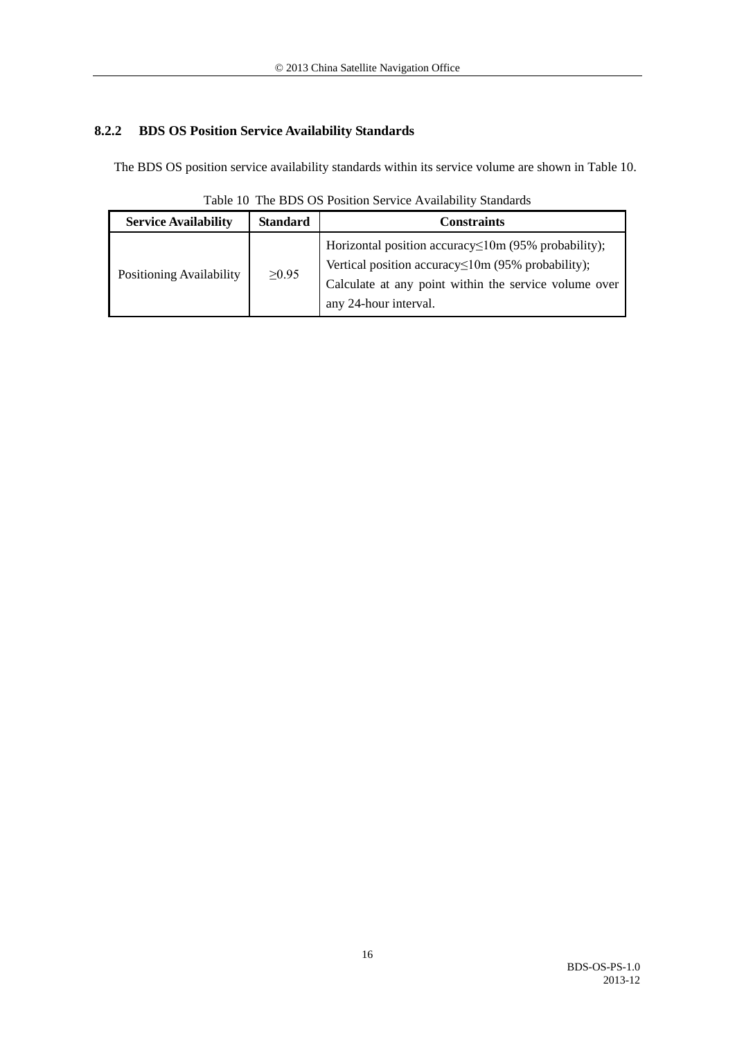### 8.2.2 BDS OS Position Service Availability Standards

The BDS OS position service availability standards within its service volume are shown in Table 10.

Table 10 The BDS OS Position Service Availability Standards

| Service Availability | Standard | Constraints |
|---|---|---|
| Positioning Availability | ≥0.95 | Horizontal position accuracy≤10m (95% probability); Vertical position accuracy≤10m (95% probability); Calculate at any point within the service volume over any 24-hour interval. |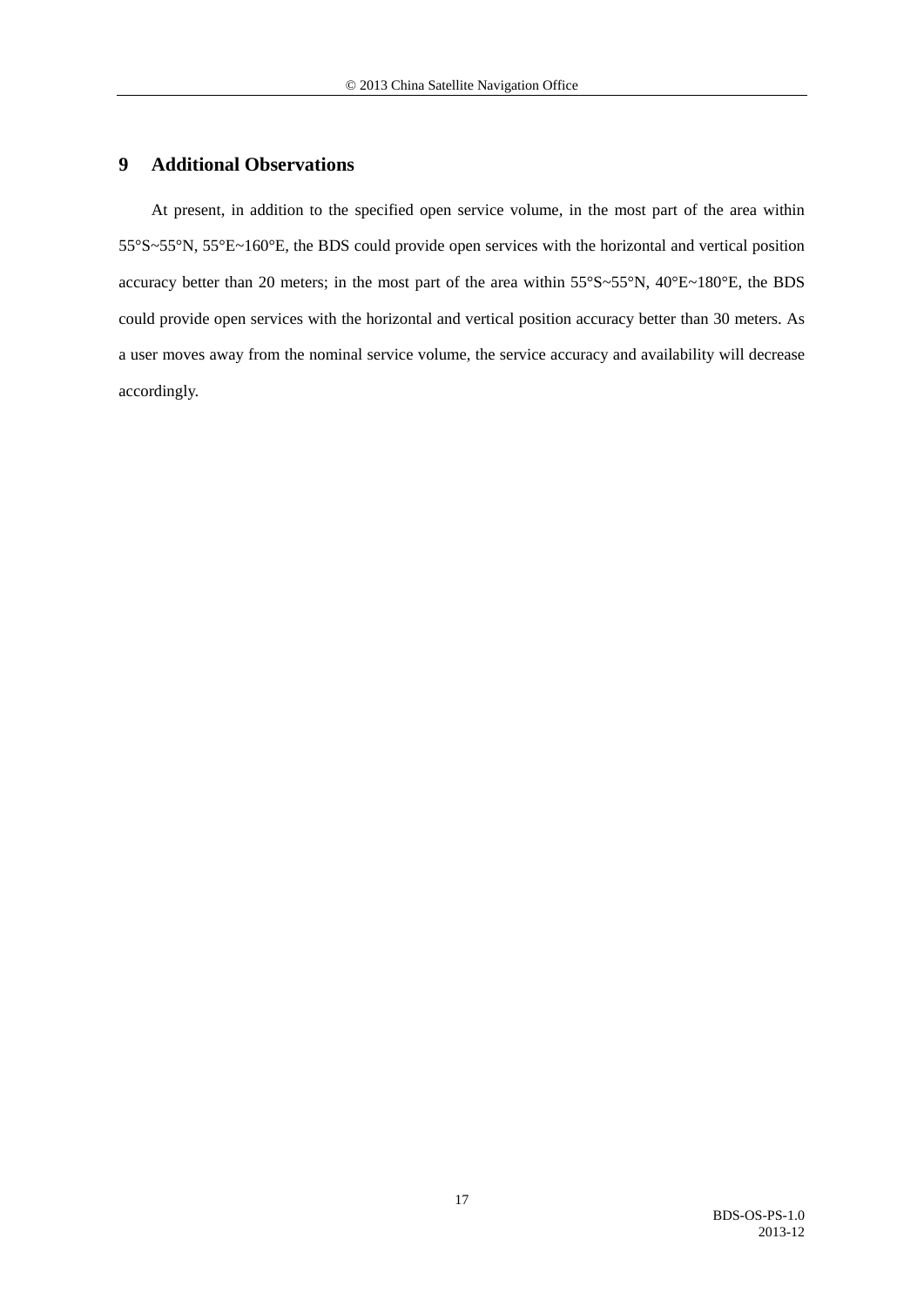# 9 Additional Observations

At present, in addition to the specified open service volume, in the most part of the area within 55°S~55°N, 55°E~160°E, the BDS could provide open services with the horizontal and vertical position accuracy better than 20 meters; in the most part of the area within 55°S~55°N, 40°E~180°E, the BDS could provide open services with the horizontal and vertical position accuracy better than 30 meters. As a user moves away from the nominal service volume, the service accuracy and availability will decrease accordingly.